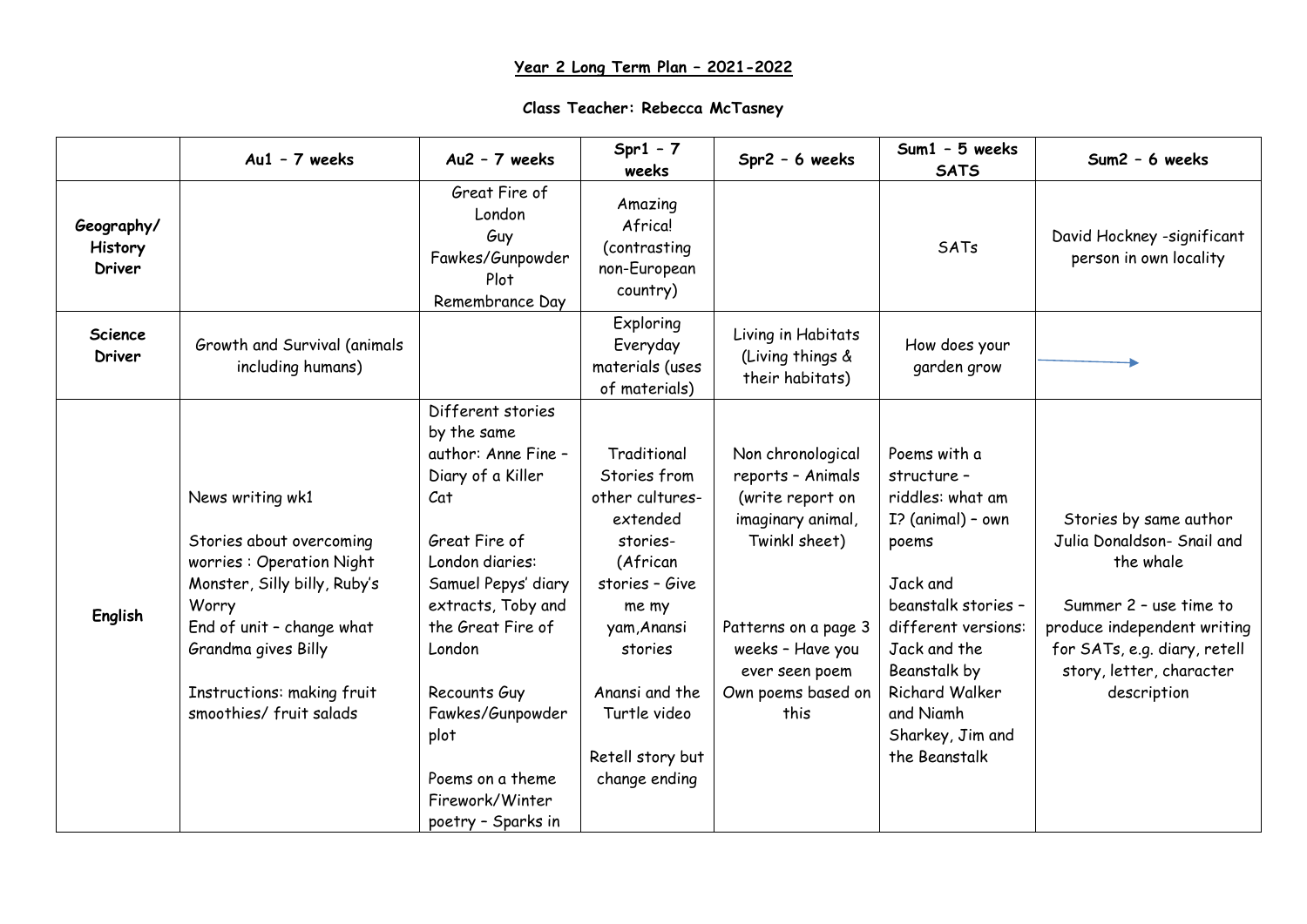**Year 2 Long Term Plan – 2021-2022**

**Class Teacher: Rebecca McTasney**

| | Au1 – 7 weeks | Au2 – 7 weeks | Spr1 – 7 weeks | Spr2 – 6 weeks | Sum1 – 5 weeks SATS | Sum2 – 6 weeks |
|---|---|---|---|---|---|---|
| **Geography/ History Driver** | | Great Fire of London<br>Guy Fawkes/Gunpowder Plot<br>Remembrance Day | Amazing Africa! (contrasting non-European country) | | SATs | David Hockney -significant person in own locality |
| **Science Driver** | Growth and Survival (animals including humans) | | Exploring Everyday materials (uses of materials) | Living in Habitats (Living things & their habitats) | How does your garden grow | → |
| **English** | News writing wk1<br><br>Stories about overcoming worries : Operation Night Monster, Silly billy, Ruby's Worry<br>End of unit – change what Grandma gives Billy<br><br>Instructions: making fruit smoothies/ fruit salads | Different stories by the same author: Anne Fine – Diary of a Killer Cat<br><br>Great Fire of London diaries: Samuel Pepys' diary extracts, Toby and the Great Fire of London<br><br>Recounts Guy Fawkes/Gunpowder plot<br><br>Poems on a theme Firework/Winter poetry – Sparks in | Traditional Stories from other cultures- extended stories- (African stories – Give me my yam,Anansi stories<br><br>Anansi and the Turtle video<br><br>Retell story but change ending | Non chronological reports – Animals (write report on imaginary animal, Twinkl sheet)<br><br>Patterns on a page 3 weeks – Have you ever seen poem<br>Own poems based on this | Poems with a structure – riddles: what am I? (animal) – own poems<br><br>Jack and beanstalk stories – different versions: Jack and the Beanstalk by Richard Walker and Niamh Sharkey, Jim and the Beanstalk | Stories by same author Julia Donaldson- Snail and the whale<br><br>Summer 2 – use time to produce independent writing for SATs, e.g. diary, retell story, letter, character description |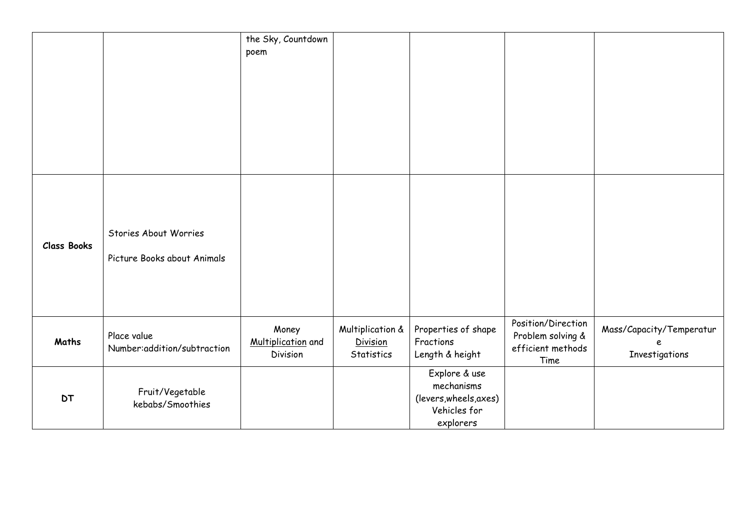| | | | | | | |
|---|---|---|---|---|---|---|
| | | the Sky, Countdown poem | | | | |
| **Class Books** | Stories About Worries<br><br>Picture Books about Animals | | | | | |
| **Maths** | Place value<br>Number:addition/subtraction | Money<br>Multiplication and Division | Multiplication & Division<br>Statistics | Properties of shape<br>Fractions<br>Length & height | Position/Direction<br>Problem solving & efficient methods<br>Time | Mass/Capacity/Temperature<br>Investigations |
| **DT** | Fruit/Vegetable kebabs/Smoothies | | | Explore & use mechanisms (levers,wheels,axes)<br>Vehicles for explorers | | |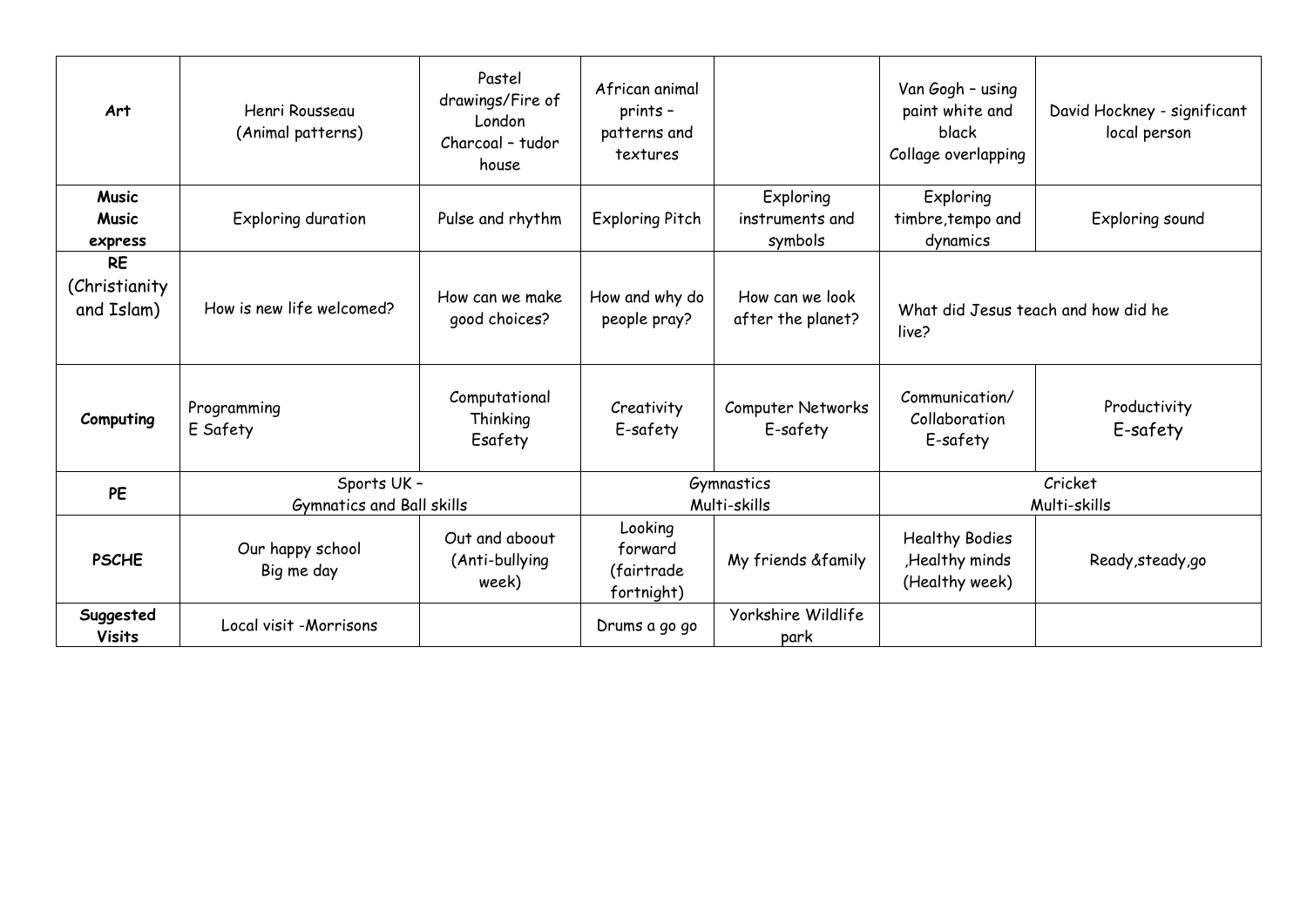| | | | | | | |
|---|---|---|---|---|---|---|
| **Art** | Henri Rousseau (Animal patterns) | Pastel drawings/Fire of London Charcoal – tudor house | African animal prints – patterns and textures | | Van Gogh – using paint white and black Collage overlapping | David Hockney - significant local person |
| **Music Music express** | Exploring duration | Pulse and rhythm | Exploring Pitch | Exploring instruments and symbols | Exploring timbre,tempo and dynamics | Exploring sound |
| **RE** (Christianity and Islam) | How is new life welcomed? | How can we make good choices? | How and why do people pray? | How can we look after the planet? | What did Jesus teach and how did he live? | |
| **Computing** | Programming E Safety | Computational Thinking Esafety | Creativity E-safety | Computer Networks E-safety | Communication/ Collaboration E-safety | Productivity E-safety |
| **PE** | Sports UK – Gymnatics and Ball skills | | Gymnastics Multi-skills | | Cricket Multi-skills | |
| **PSCHE** | Our happy school Big me day | Out and aboout (Anti-bullying week) | Looking forward (fairtrade fortnight) | My friends &family | Healthy Bodies ,Healthy minds (Healthy week) | Ready,steady,go |
| **Suggested Visits** | Local visit -Morrisons | | Drums a go go | Yorkshire Wildlife park | | |